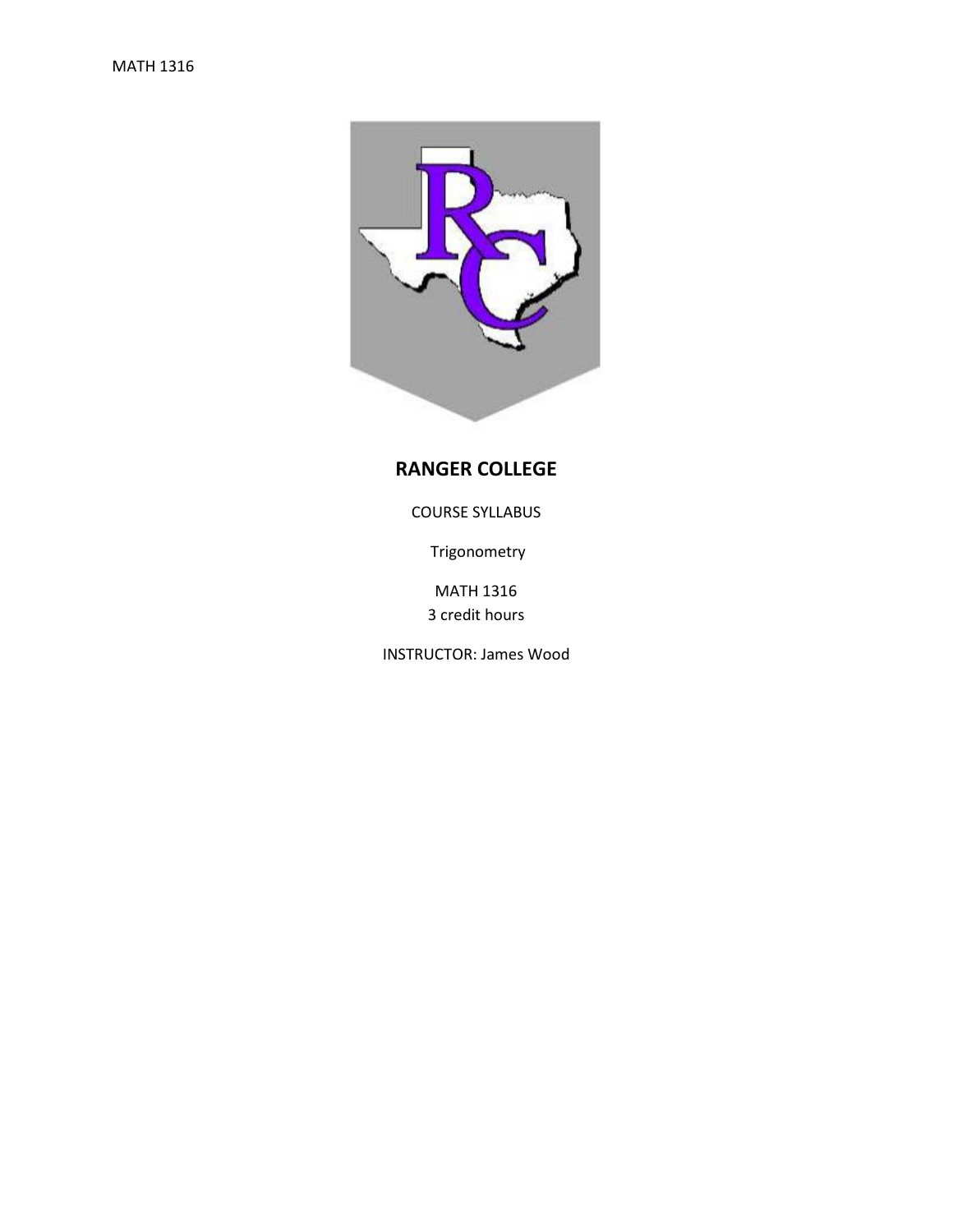# RANGER COLLEGE

COURSE SYLLABUS

Trigonometry

MATH 1316
3 credit hours

INSTRUCTOR: James Wood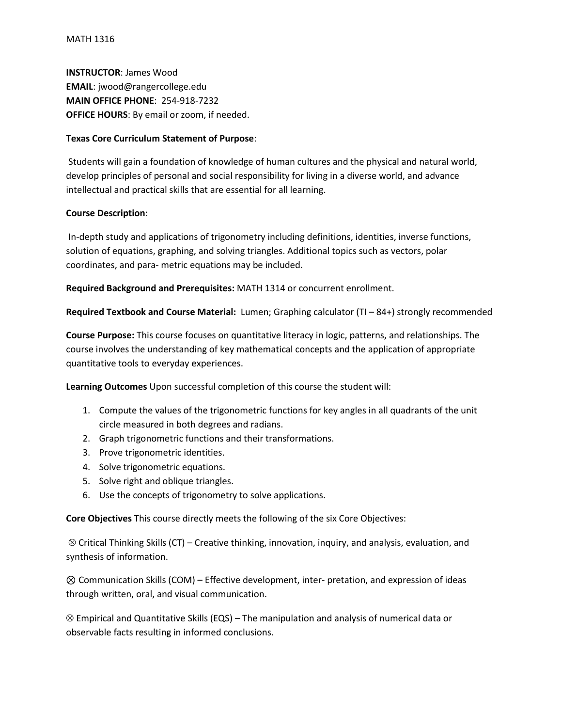MATH 1316

**INSTRUCTOR**: James Wood
**EMAIL**: jwood@rangercollege.edu
**MAIN OFFICE PHONE**: 254-918-7232
**OFFICE HOURS**: By email or zoom, if needed.

**Texas Core Curriculum Statement of Purpose**:

Students will gain a foundation of knowledge of human cultures and the physical and natural world, develop principles of personal and social responsibility for living in a diverse world, and advance intellectual and practical skills that are essential for all learning.

**Course Description**:

In-depth study and applications of trigonometry including definitions, identities, inverse functions, solution of equations, graphing, and solving triangles. Additional topics such as vectors, polar coordinates, and para- metric equations may be included.

**Required Background and Prerequisites:** MATH 1314 or concurrent enrollment.

**Required Textbook and Course Material:** Lumen; Graphing calculator (TI – 84+) strongly recommended

**Course Purpose:** This course focuses on quantitative literacy in logic, patterns, and relationships. The course involves the understanding of key mathematical concepts and the application of appropriate quantitative tools to everyday experiences.

**Learning Outcomes** Upon successful completion of this course the student will:

1. Compute the values of the trigonometric functions for key angles in all quadrants of the unit circle measured in both degrees and radians.
2. Graph trigonometric functions and their transformations.
3. Prove trigonometric identities.
4. Solve trigonometric equations.
5. Solve right and oblique triangles.
6. Use the concepts of trigonometry to solve applications.

**Core Objectives** This course directly meets the following of the six Core Objectives:

⊗ Critical Thinking Skills (CT) – Creative thinking, innovation, inquiry, and analysis, evaluation, and synthesis of information.

⊗ Communication Skills (COM) – Effective development, inter- pretation, and expression of ideas through written, oral, and visual communication.

⊗ Empirical and Quantitative Skills (EQS) – The manipulation and analysis of numerical data or observable facts resulting in informed conclusions.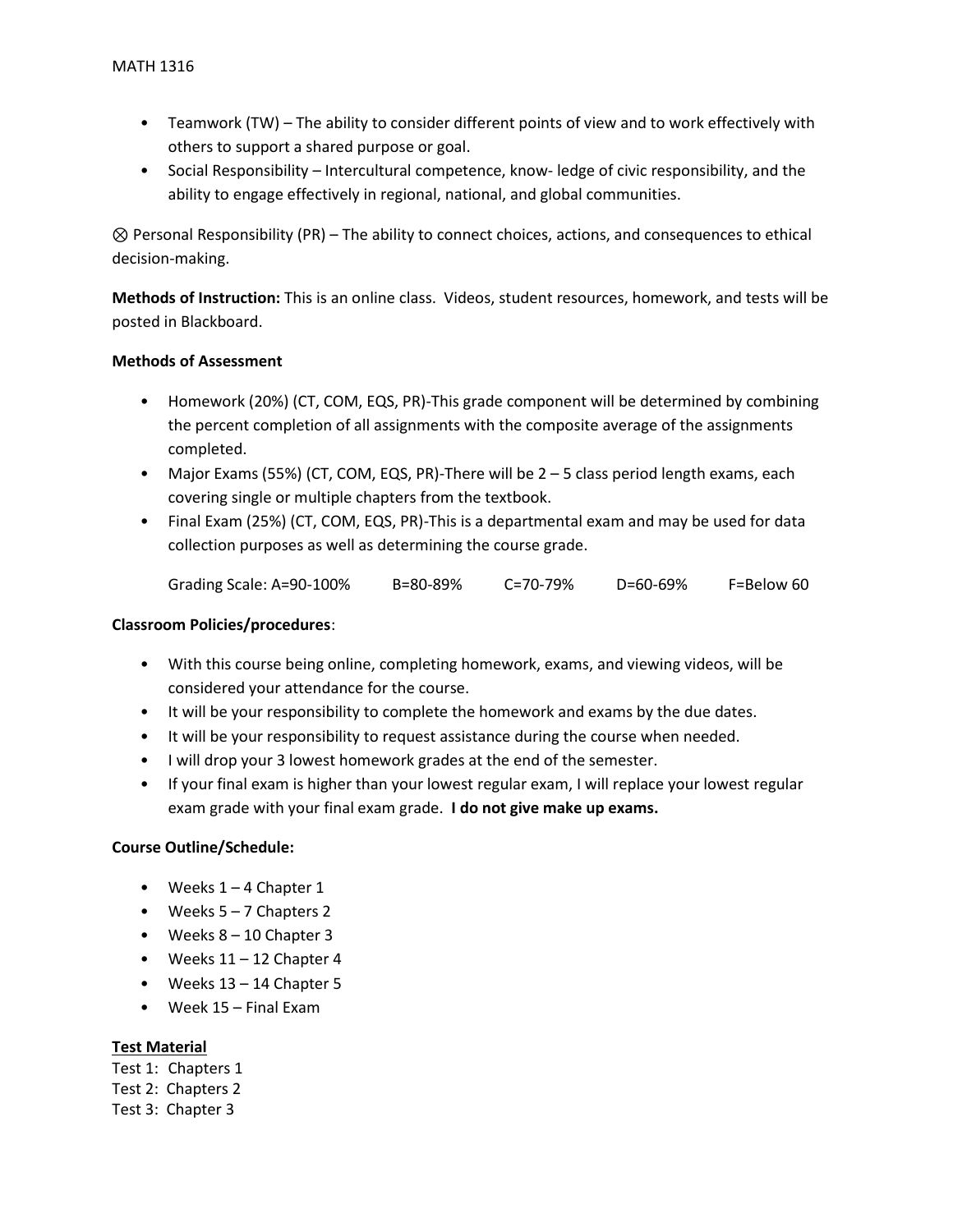- Teamwork (TW) – The ability to consider different points of view and to work effectively with others to support a shared purpose or goal.
- Social Responsibility – Intercultural competence, know- ledge of civic responsibility, and the ability to engage effectively in regional, national, and global communities.

⊗ Personal Responsibility (PR) – The ability to connect choices, actions, and consequences to ethical decision-making.

**Methods of Instruction:** This is an online class. Videos, student resources, homework, and tests will be posted in Blackboard.

**Methods of Assessment**

- Homework (20%) (CT, COM, EQS, PR)-This grade component will be determined by combining the percent completion of all assignments with the composite average of the assignments completed.
- Major Exams (55%) (CT, COM, EQS, PR)-There will be 2 – 5 class period length exams, each covering single or multiple chapters from the textbook.
- Final Exam (25%) (CT, COM, EQS, PR)-This is a departmental exam and may be used for data collection purposes as well as determining the course grade.

  Grading Scale: A=90-100% B=80-89% C=70-79% D=60-69% F=Below 60

**Classroom Policies/procedures**:

- With this course being online, completing homework, exams, and viewing videos, will be considered your attendance for the course.
- It will be your responsibility to complete the homework and exams by the due dates.
- It will be your responsibility to request assistance during the course when needed.
- I will drop your 3 lowest homework grades at the end of the semester.
- If your final exam is higher than your lowest regular exam, I will replace your lowest regular exam grade with your final exam grade. **I do not give make up exams.**

**Course Outline/Schedule:**

- Weeks 1 – 4 Chapter 1
- Weeks 5 – 7 Chapters 2
- Weeks 8 – 10 Chapter 3
- Weeks 11 – 12 Chapter 4
- Weeks 13 – 14 Chapter 5
- Week 15 – Final Exam

**Test Material**

Test 1: Chapters 1
Test 2: Chapters 2
Test 3: Chapter 3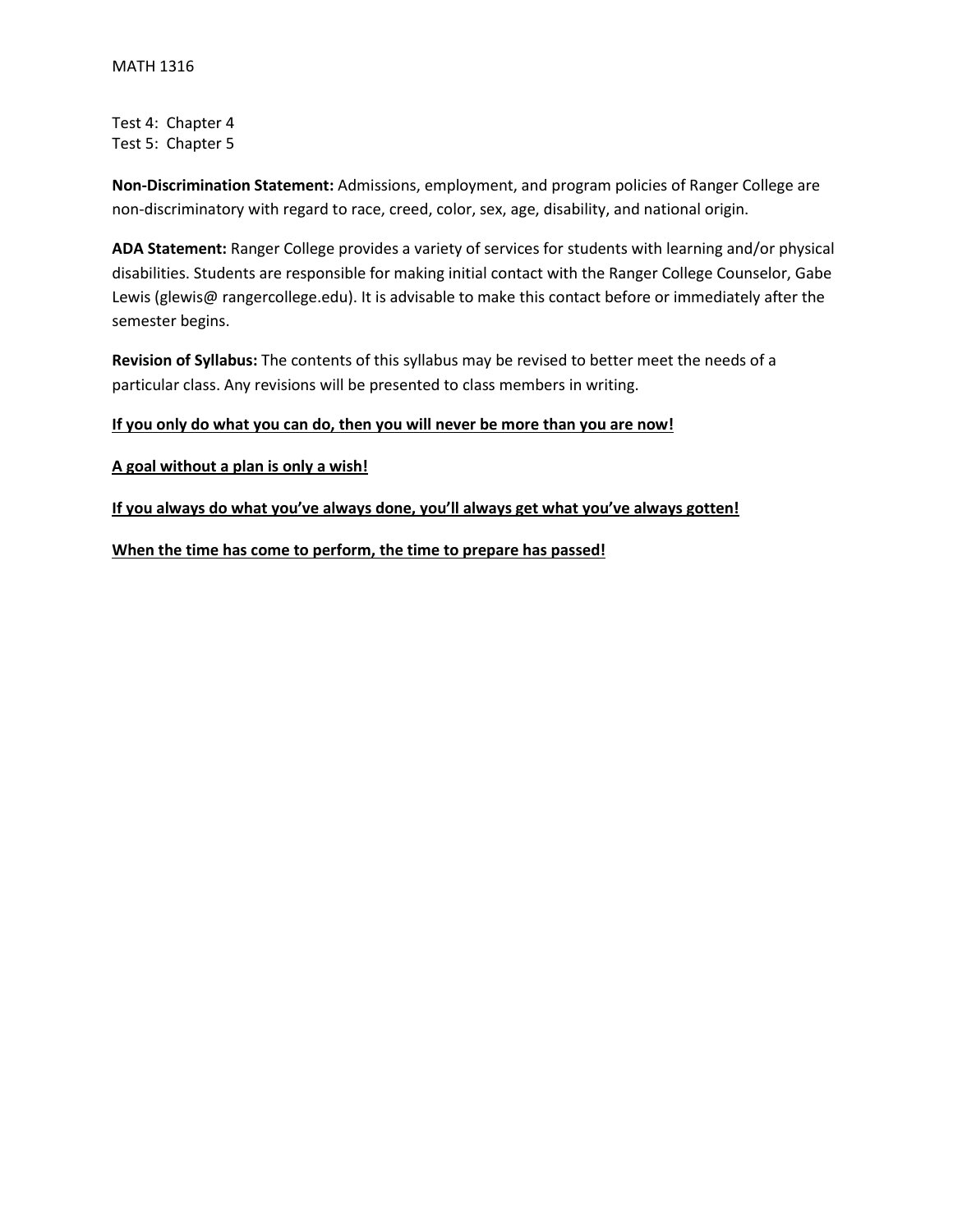Test 4: Chapter 4
Test 5: Chapter 5

**Non-Discrimination Statement:** Admissions, employment, and program policies of Ranger College are non-discriminatory with regard to race, creed, color, sex, age, disability, and national origin.

**ADA Statement:** Ranger College provides a variety of services for students with learning and/or physical disabilities. Students are responsible for making initial contact with the Ranger College Counselor, Gabe Lewis (glewis@ rangercollege.edu). It is advisable to make this contact before or immediately after the semester begins.

**Revision of Syllabus:** The contents of this syllabus may be revised to better meet the needs of a particular class. Any revisions will be presented to class members in writing.

<u>**If you only do what you can do, then you will never be more than you are now!**</u>

<u>**A goal without a plan is only a wish!**</u>

<u>**If you always do what you've always done, you'll always get what you've always gotten!**</u>

<u>**When the time has come to perform, the time to prepare has passed!**</u>